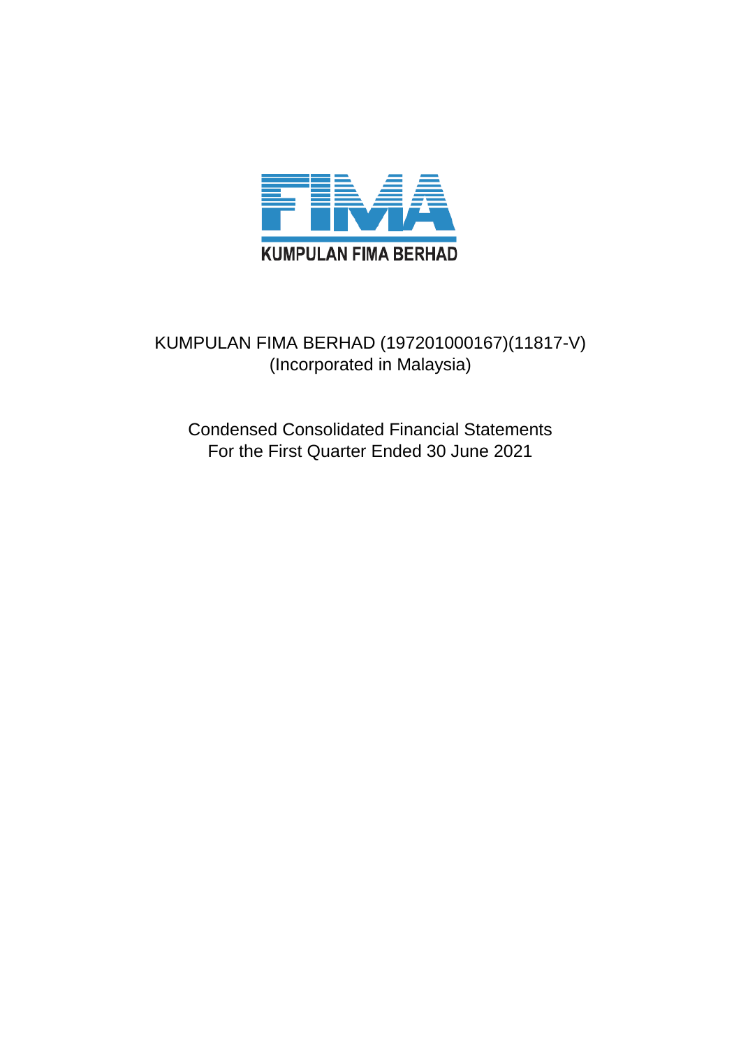KUMPULAN FIMA BERHAD

KUMPULAN FIMA BERHAD (197201000167)(11817-V)
(Incorporated in Malaysia)

Condensed Consolidated Financial Statements
For the First Quarter Ended 30 June 2021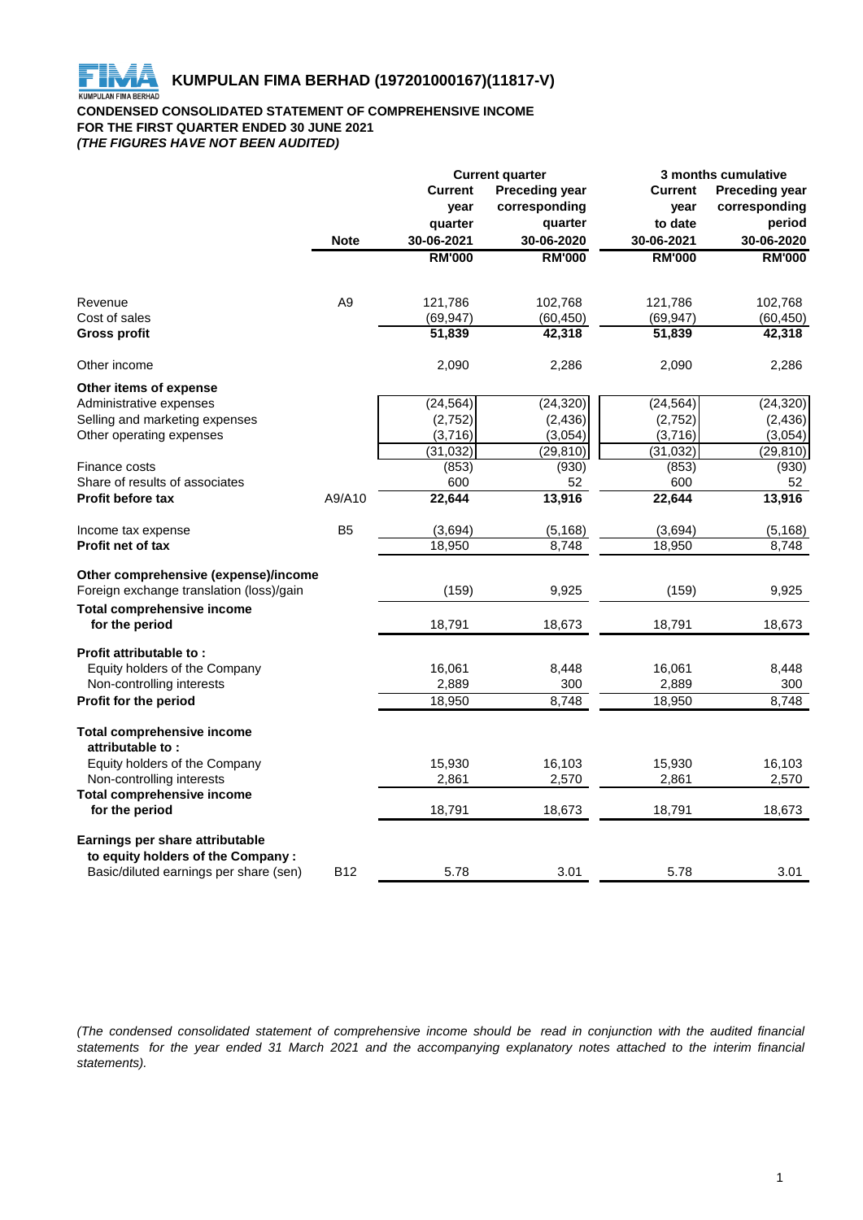# KUMPULAN FIMA BERHAD (197201000167)(11817-V)

**CONDENSED CONSOLIDATED STATEMENT OF COMPREHENSIVE INCOME**
**FOR THE FIRST QUARTER ENDED 30 JUNE 2021**
***(THE FIGURES HAVE NOT BEEN AUDITED)***

| | | Current quarter | | 3 months cumulative | |
|---|---|---|---|---|---|
| | **Note** | **Current year quarter 30-06-2021** | **Preceding year corresponding quarter 30-06-2020** | **Current year to date 30-06-2021** | **Preceding year corresponding period 30-06-2020** |
| | | **RM'000** | **RM'000** | **RM'000** | **RM'000** |
| Revenue | A9 | 121,786 | 102,768 | 121,786 | 102,768 |
| Cost of sales | | (69,947) | (60,450) | (69,947) | (60,450) |
| **Gross profit** | | **51,839** | **42,318** | **51,839** | **42,318** |
| Other income | | 2,090 | 2,286 | 2,090 | 2,286 |
| **Other items of expense** | | | | | |
| Administrative expenses | | (24,564) | (24,320) | (24,564) | (24,320) |
| Selling and marketing expenses | | (2,752) | (2,436) | (2,752) | (2,436) |
| Other operating expenses | | (3,716) | (3,054) | (3,716) | (3,054) |
| | | (31,032) | (29,810) | (31,032) | (29,810) |
| Finance costs | | (853) | (930) | (853) | (930) |
| Share of results of associates | | 600 | 52 | 600 | 52 |
| **Profit before tax** | A9/A10 | **22,644** | **13,916** | **22,644** | **13,916** |
| Income tax expense | B5 | (3,694) | (5,168) | (3,694) | (5,168) |
| **Profit net of tax** | | 18,950 | 8,748 | 18,950 | 8,748 |
| **Other comprehensive (expense)/income** | | | | | |
| Foreign exchange translation (loss)/gain | | (159) | 9,925 | (159) | 9,925 |
| **Total comprehensive income for the period** | | 18,791 | 18,673 | 18,791 | 18,673 |
| **Profit attributable to :** | | | | | |
| Equity holders of the Company | | 16,061 | 8,448 | 16,061 | 8,448 |
| Non-controlling interests | | 2,889 | 300 | 2,889 | 300 |
| **Profit for the period** | | 18,950 | 8,748 | 18,950 | 8,748 |
| **Total comprehensive income attributable to :** | | | | | |
| Equity holders of the Company | | 15,930 | 16,103 | 15,930 | 16,103 |
| Non-controlling interests | | 2,861 | 2,570 | 2,861 | 2,570 |
| **Total comprehensive income for the period** | | 18,791 | 18,673 | 18,791 | 18,673 |
| **Earnings per share attributable to equity holders of the Company :** | | | | | |
| Basic/diluted earnings per share (sen) | B12 | 5.78 | 3.01 | 5.78 | 3.01 |

*(The condensed consolidated statement of comprehensive income should be read in conjunction with the audited financial statements for the year ended 31 March 2021 and the accompanying explanatory notes attached to the interim financial statements).*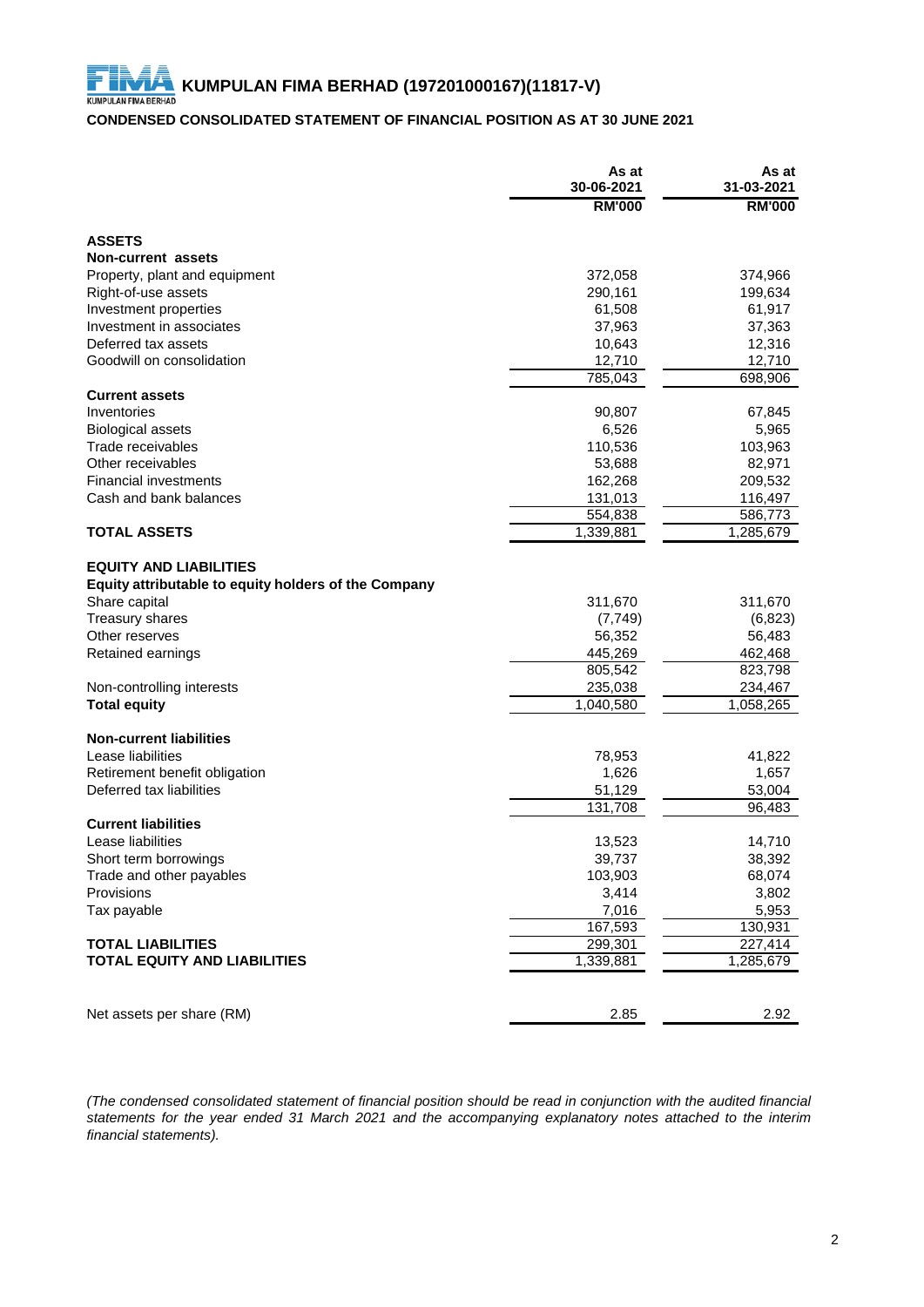# KUMPULAN FIMA BERHAD (197201000167)(11817-V)

## CONDENSED CONSOLIDATED STATEMENT OF FINANCIAL POSITION AS AT 30 JUNE 2021

| | As at 30-06-2021 RM'000 | As at 31-03-2021 RM'000 |
|---|---|---|
| **ASSETS** | | |
| **Non-current assets** | | |
| Property, plant and equipment | 372,058 | 374,966 |
| Right-of-use assets | 290,161 | 199,634 |
| Investment properties | 61,508 | 61,917 |
| Investment in associates | 37,963 | 37,363 |
| Deferred tax assets | 10,643 | 12,316 |
| Goodwill on consolidation | 12,710 | 12,710 |
| | 785,043 | 698,906 |
| **Current assets** | | |
| Inventories | 90,807 | 67,845 |
| Biological assets | 6,526 | 5,965 |
| Trade receivables | 110,536 | 103,963 |
| Other receivables | 53,688 | 82,971 |
| Financial investments | 162,268 | 209,532 |
| Cash and bank balances | 131,013 | 116,497 |
| | 554,838 | 586,773 |
| **TOTAL ASSETS** | 1,339,881 | 1,285,679 |
| | | |
| **EQUITY AND LIABILITIES** | | |
| **Equity attributable to equity holders of the Company** | | |
| Share capital | 311,670 | 311,670 |
| Treasury shares | (7,749) | (6,823) |
| Other reserves | 56,352 | 56,483 |
| Retained earnings | 445,269 | 462,468 |
| | 805,542 | 823,798 |
| Non-controlling interests | 235,038 | 234,467 |
| **Total equity** | 1,040,580 | 1,058,265 |
| | | |
| **Non-current liabilities** | | |
| Lease liabilities | 78,953 | 41,822 |
| Retirement benefit obligation | 1,626 | 1,657 |
| Deferred tax liabilities | 51,129 | 53,004 |
| | 131,708 | 96,483 |
| **Current liabilities** | | |
| Lease liabilities | 13,523 | 14,710 |
| Short term borrowings | 39,737 | 38,392 |
| Trade and other payables | 103,903 | 68,074 |
| Provisions | 3,414 | 3,802 |
| Tax payable | 7,016 | 5,953 |
| | 167,593 | 130,931 |
| **TOTAL LIABILITIES** | 299,301 | 227,414 |
| **TOTAL EQUITY AND LIABILITIES** | 1,339,881 | 1,285,679 |
| | | |
| Net assets per share (RM) | 2.85 | 2.92 |

*(The condensed consolidated statement of financial position should be read in conjunction with the audited financial statements for the year ended 31 March 2021 and the accompanying explanatory notes attached to the interim financial statements).*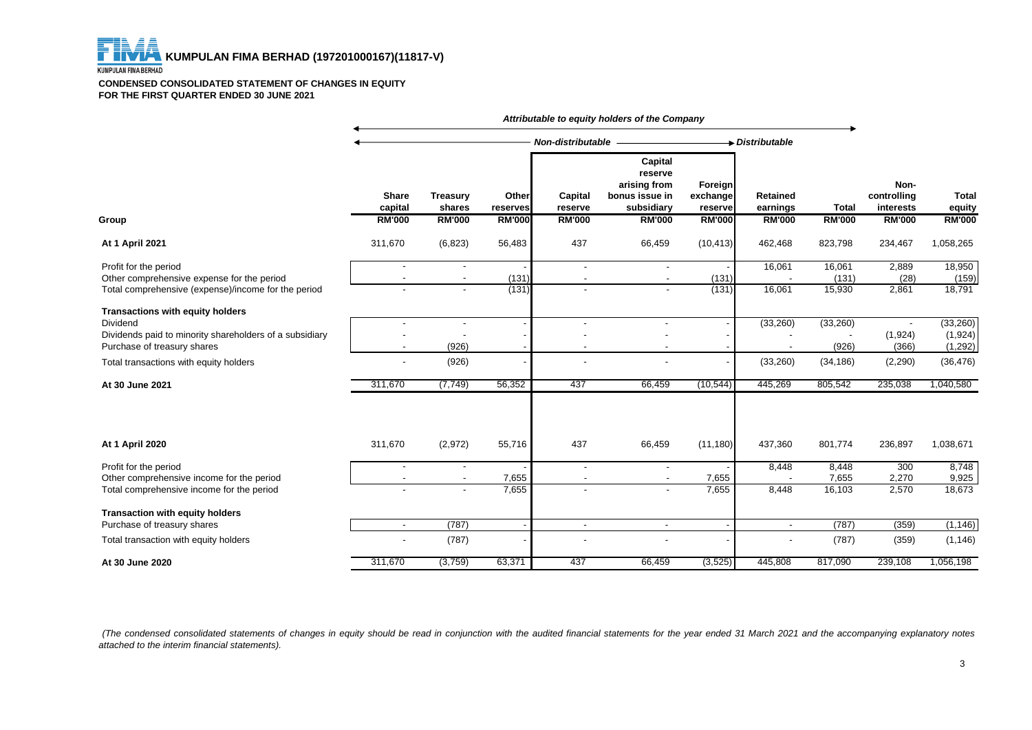**KUMPULAN FIMA BERHAD (197201000167)(11817-V)**

**CONDENSED CONSOLIDATED STATEMENT OF CHANGES IN EQUITY**
**FOR THE FIRST QUARTER ENDED 30 JUNE 2021**

| | *Attributable to equity holders of the Company* | | | | | | | | | |
|---|---|---|---|---|---|---|---|---|---|---|
| | *Non-distributable* | | | | | | *Distributable* | | | |
| **Group** | **Share capital RM'000** | **Treasury shares RM'000** | **Other reserves RM'000** | **Capital reserve RM'000** | **Capital reserve arising from bonus issue in subsidiary RM'000** | **Foreign exchange reserve RM'000** | **Retained earnings RM'000** | **Total RM'000** | **Non-controlling interests RM'000** | **Total equity RM'000** |
| **At 1 April 2021** | 311,670 | (6,823) | 56,483 | 437 | 66,459 | (10,413) | 462,468 | 823,798 | 234,467 | 1,058,265 |
| Profit for the period | - | - | - | - | - | - | 16,061 | 16,061 | 2,889 | 18,950 |
| Other comprehensive expense for the period | - | - | (131) | - | - | (131) | - | (131) | (28) | (159) |
| Total comprehensive (expense)/income for the period | - | - | (131) | - | - | (131) | 16,061 | 15,930 | 2,861 | 18,791 |
| **Transactions with equity holders** | | | | | | | | | | |
| Dividend | - | - | - | - | - | - | (33,260) | (33,260) | - | (33,260) |
| Dividends paid to minority shareholders of a subsidiary | - | - | - | - | - | - | - | - | (1,924) | (1,924) |
| Purchase of treasury shares | - | (926) | - | - | - | - | - | (926) | (366) | (1,292) |
| Total transactions with equity holders | - | (926) | - | - | - | - | (33,260) | (34,186) | (2,290) | (36,476) |
| **At 30 June 2021** | 311,670 | (7,749) | 56,352 | 437 | 66,459 | (10,544) | 445,269 | 805,542 | 235,038 | 1,040,580 |
| | | | | | | | | | | |
| **At 1 April 2020** | 311,670 | (2,972) | 55,716 | 437 | 66,459 | (11,180) | 437,360 | 801,774 | 236,897 | 1,038,671 |
| Profit for the period | - | - | - | - | - | - | 8,448 | 8,448 | 300 | 8,748 |
| Other comprehensive income for the period | - | - | 7,655 | - | - | 7,655 | - | 7,655 | 2,270 | 9,925 |
| Total comprehensive income for the period | - | - | 7,655 | - | - | 7,655 | 8,448 | 16,103 | 2,570 | 18,673 |
| **Transaction with equity holders** | | | | | | | | | | |
| Purchase of treasury shares | - | (787) | - | - | - | - | - | (787) | (359) | (1,146) |
| Total transaction with equity holders | - | (787) | - | - | - | - | - | (787) | (359) | (1,146) |
| **At 30 June 2020** | 311,670 | (3,759) | 63,371 | 437 | 66,459 | (3,525) | 445,808 | 817,090 | 239,108 | 1,056,198 |

*(The condensed consolidated statements of changes in equity should be read in conjunction with the audited financial statements for the year ended 31 March 2021 and the accompanying explanatory notes attached to the interim financial statements).*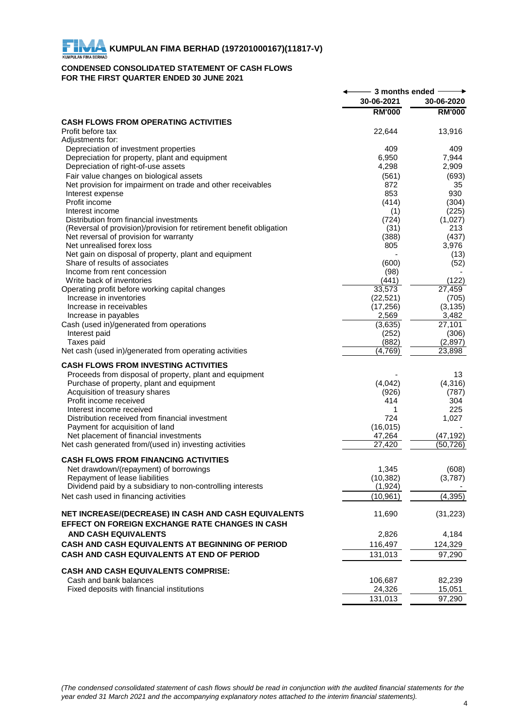**KUMPULAN FIMA BERHAD (197201000167)(11817-V)**

## CONDENSED CONSOLIDATED STATEMENT OF CASH FLOWS
## FOR THE FIRST QUARTER ENDED 30 JUNE 2021

| | 3 months ended | |
|---|---|---|
| | 30-06-2021 | 30-06-2020 |
| | RM'000 | RM'000 |
| **CASH FLOWS FROM OPERATING ACTIVITIES** | | |
| Profit before tax | 22,644 | 13,916 |
| Adjustments for: | | |
| Depreciation of investment properties | 409 | 409 |
| Depreciation for property, plant and equipment | 6,950 | 7,944 |
| Depreciation of right-of-use assets | 4,298 | 2,909 |
| Fair value changes on biological assets | (561) | (693) |
| Net provision for impairment on trade and other receivables | 872 | 35 |
| Interest expense | 853 | 930 |
| Profit income | (414) | (304) |
| Interest income | (1) | (225) |
| Distribution from financial investments | (724) | (1,027) |
| (Reversal of provision)/provision for retirement benefit obligation | (31) | 213 |
| Net reversal of provision for warranty | (388) | (437) |
| Net unrealised forex loss | 805 | 3,976 |
| Net gain on disposal of property, plant and equipment | - | (13) |
| Share of results of associates | (600) | (52) |
| Income from rent concession | (98) | - |
| Write back of inventories | (441) | (122) |
| Operating profit before working capital changes | 33,573 | 27,459 |
| Increase in inventories | (22,521) | (705) |
| Increase in receivables | (17,256) | (3,135) |
| Increase in payables | 2,569 | 3,482 |
| Cash (used in)/generated from operations | (3,635) | 27,101 |
| Interest paid | (252) | (306) |
| Taxes paid | (882) | (2,897) |
| Net cash (used in)/generated from operating activities | (4,769) | 23,898 |
| **CASH FLOWS FROM INVESTING ACTIVITIES** | | |
| Proceeds from disposal of property, plant and equipment | - | 13 |
| Purchase of property, plant and equipment | (4,042) | (4,316) |
| Acquisition of treasury shares | (926) | (787) |
| Profit income received | 414 | 304 |
| Interest income received | 1 | 225 |
| Distribution received from financial investment | 724 | 1,027 |
| Payment for acquisition of land | (16,015) | - |
| Net placement of financial investments | 47,264 | (47,192) |
| Net cash generated from/(used in) investing activities | 27,420 | (50,726) |
| **CASH FLOWS FROM FINANCING ACTIVITIES** | | |
| Net drawdown/(repayment) of borrowings | 1,345 | (608) |
| Repayment of lease liabilities | (10,382) | (3,787) |
| Dividend paid by a subsidiary to non-controlling interests | (1,924) | - |
| Net cash used in financing activities | (10,961) | (4,395) |
| **NET INCREASE/(DECREASE) IN CASH AND CASH EQUIVALENTS** | 11,690 | (31,223) |
| **EFFECT ON FOREIGN EXCHANGE RATE CHANGES IN CASH AND CASH EQUIVALENTS** | 2,826 | 4,184 |
| **CASH AND CASH EQUIVALENTS AT BEGINNING OF PERIOD** | 116,497 | 124,329 |
| **CASH AND CASH EQUIVALENTS AT END OF PERIOD** | 131,013 | 97,290 |
| **CASH AND CASH EQUIVALENTS COMPRISE:** | | |
| Cash and bank balances | 106,687 | 82,239 |
| Fixed deposits with financial institutions | 24,326 | 15,051 |
| | 131,013 | 97,290 |

*(The condensed consolidated statement of cash flows should be read in conjunction with the audited financial statements for the year ended 31 March 2021 and the accompanying explanatory notes attached to the interim financial statements).*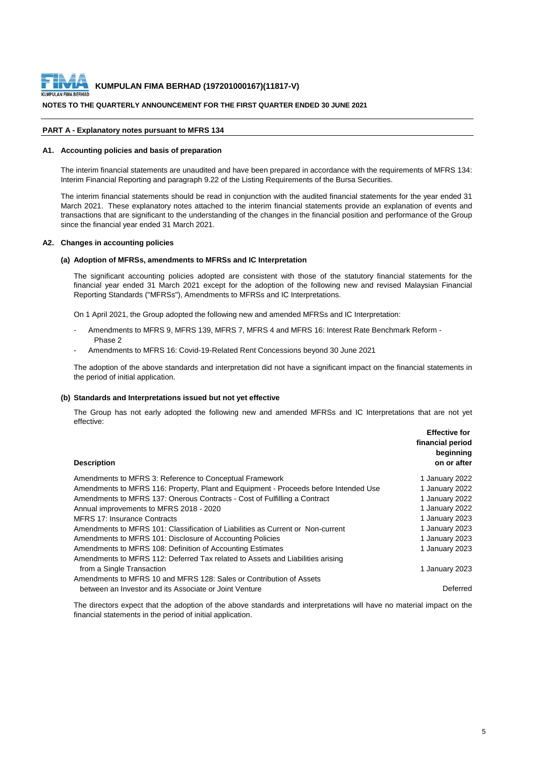**KUMPULAN FIMA BERHAD (197201000167)(11817-V)**

**NOTES TO THE QUARTERLY ANNOUNCEMENT FOR THE FIRST QUARTER ENDED 30 JUNE 2021**

## PART A - Explanatory notes pursuant to MFRS 134

### A1. Accounting policies and basis of preparation

The interim financial statements are unaudited and have been prepared in accordance with the requirements of MFRS 134: Interim Financial Reporting and paragraph 9.22 of the Listing Requirements of the Bursa Securities.

The interim financial statements should be read in conjunction with the audited financial statements for the year ended 31 March 2021. These explanatory notes attached to the interim financial statements provide an explanation of events and transactions that are significant to the understanding of the changes in the financial position and performance of the Group since the financial year ended 31 March 2021.

### A2. Changes in accounting policies

#### (a) Adoption of MFRSs, amendments to MFRSs and IC Interpretation

The significant accounting policies adopted are consistent with those of the statutory financial statements for the financial year ended 31 March 2021 except for the adoption of the following new and revised Malaysian Financial Reporting Standards ("MFRSs"), Amendments to MFRSs and IC Interpretations.

On 1 April 2021, the Group adopted the following new and amended MFRSs and IC Interpretation:

- Amendments to MFRS 9, MFRS 139, MFRS 7, MFRS 4 and MFRS 16: Interest Rate Benchmark Reform - Phase 2
- Amendments to MFRS 16: Covid-19-Related Rent Concessions beyond 30 June 2021

The adoption of the above standards and interpretation did not have a significant impact on the financial statements in the period of initial application.

#### (b) Standards and Interpretations issued but not yet effective

The Group has not early adopted the following new and amended MFRSs and IC Interpretations that are not yet effective:

| Description | Effective for financial period beginning on or after |
|---|---|
| Amendments to MFRS 3: Reference to Conceptual Framework | 1 January 2022 |
| Amendments to MFRS 116: Property, Plant and Equipment - Proceeds before Intended Use | 1 January 2022 |
| Amendments to MFRS 137: Onerous Contracts - Cost of Fulfilling a Contract | 1 January 2022 |
| Annual improvements to MFRS 2018 - 2020 | 1 January 2022 |
| MFRS 17: Insurance Contracts | 1 January 2023 |
| Amendments to MFRS 101: Classification of Liabilities as Current or Non-current | 1 January 2023 |
| Amendments to MFRS 101: Disclosure of Accounting Policies | 1 January 2023 |
| Amendments to MFRS 108: Definition of Accounting Estimates | 1 January 2023 |
| Amendments to MFRS 112: Deferred Tax related to Assets and Liabilities arising from a Single Transaction | 1 January 2023 |
| Amendments to MFRS 10 and MFRS 128: Sales or Contribution of Assets between an Investor and its Associate or Joint Venture | Deferred |

The directors expect that the adoption of the above standards and interpretations will have no material impact on the financial statements in the period of initial application.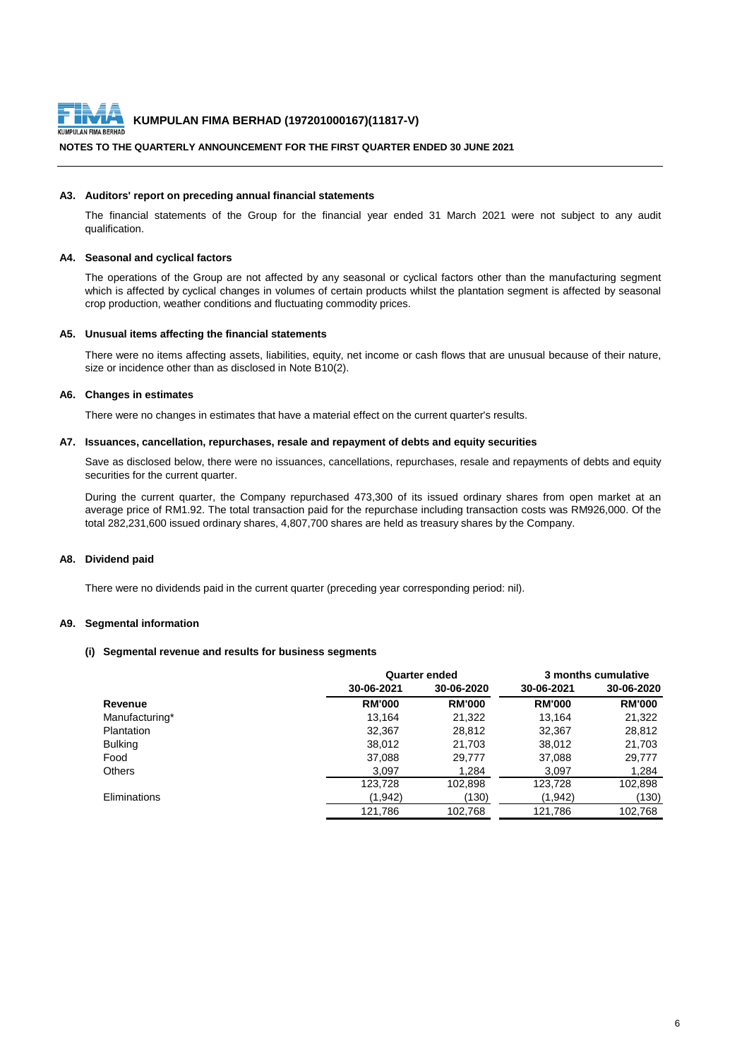### A3. Auditors' report on preceding annual financial statements

The financial statements of the Group for the financial year ended 31 March 2021 were not subject to any audit qualification.

### A4. Seasonal and cyclical factors

The operations of the Group are not affected by any seasonal or cyclical factors other than the manufacturing segment which is affected by cyclical changes in volumes of certain products whilst the plantation segment is affected by seasonal crop production, weather conditions and fluctuating commodity prices.

### A5. Unusual items affecting the financial statements

There were no items affecting assets, liabilities, equity, net income or cash flows that are unusual because of their nature, size or incidence other than as disclosed in Note B10(2).

### A6. Changes in estimates

There were no changes in estimates that have a material effect on the current quarter's results.

### A7. Issuances, cancellation, repurchases, resale and repayment of debts and equity securities

Save as disclosed below, there were no issuances, cancellations, repurchases, resale and repayments of debts and equity securities for the current quarter.

During the current quarter, the Company repurchased 473,300 of its issued ordinary shares from open market at an average price of RM1.92. The total transaction paid for the repurchase including transaction costs was RM926,000. Of the total 282,231,600 issued ordinary shares, 4,807,700 shares are held as treasury shares by the Company.

### A8. Dividend paid

There were no dividends paid in the current quarter (preceding year corresponding period: nil).

### A9. Segmental information

#### (i) Segmental revenue and results for business segments

| | Quarter ended | | 3 months cumulative | |
|---|---|---|---|---|
| | 30-06-2021 | 30-06-2020 | 30-06-2021 | 30-06-2020 |
| **Revenue** | **RM'000** | **RM'000** | **RM'000** | **RM'000** |
| Manufacturing* | 13,164 | 21,322 | 13,164 | 21,322 |
| Plantation | 32,367 | 28,812 | 32,367 | 28,812 |
| Bulking | 38,012 | 21,703 | 38,012 | 21,703 |
| Food | 37,088 | 29,777 | 37,088 | 29,777 |
| Others | 3,097 | 1,284 | 3,097 | 1,284 |
| | 123,728 | 102,898 | 123,728 | 102,898 |
| Eliminations | (1,942) | (130) | (1,942) | (130) |
| | 121,786 | 102,768 | 121,786 | 102,768 |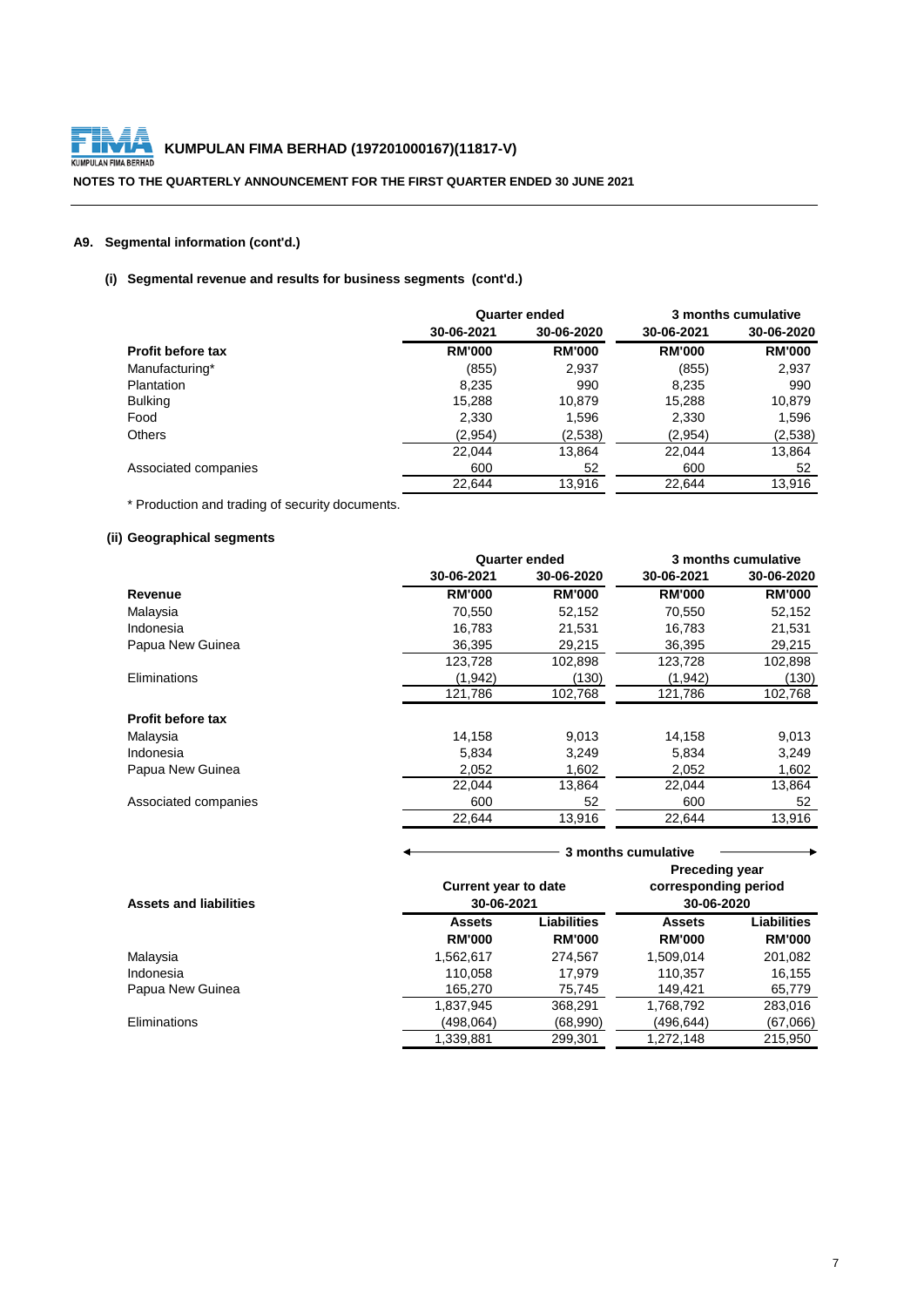## A9. Segmental information (cont'd.)

### (i) Segmental revenue and results for business segments (cont'd.)

| | Quarter ended | | 3 months cumulative | |
|---|---|---|---|---|
| | 30-06-2021 | 30-06-2020 | 30-06-2021 | 30-06-2020 |
| **Profit before tax** | **RM'000** | **RM'000** | **RM'000** | **RM'000** |
| Manufacturing* | (855) | 2,937 | (855) | 2,937 |
| Plantation | 8,235 | 990 | 8,235 | 990 |
| Bulking | 15,288 | 10,879 | 15,288 | 10,879 |
| Food | 2,330 | 1,596 | 2,330 | 1,596 |
| Others | (2,954) | (2,538) | (2,954) | (2,538) |
| | 22,044 | 13,864 | 22,044 | 13,864 |
| Associated companies | 600 | 52 | 600 | 52 |
| | 22,644 | 13,916 | 22,644 | 13,916 |

\* Production and trading of security documents.

### (ii) Geographical segments

| | Quarter ended | | 3 months cumulative | |
|---|---|---|---|---|
| | 30-06-2021 | 30-06-2020 | 30-06-2021 | 30-06-2020 |
| **Revenue** | **RM'000** | **RM'000** | **RM'000** | **RM'000** |
| Malaysia | 70,550 | 52,152 | 70,550 | 52,152 |
| Indonesia | 16,783 | 21,531 | 16,783 | 21,531 |
| Papua New Guinea | 36,395 | 29,215 | 36,395 | 29,215 |
| | 123,728 | 102,898 | 123,728 | 102,898 |
| Eliminations | (1,942) | (130) | (1,942) | (130) |
| | 121,786 | 102,768 | 121,786 | 102,768 |
| **Profit before tax** | | | | |
| Malaysia | 14,158 | 9,013 | 14,158 | 9,013 |
| Indonesia | 5,834 | 3,249 | 5,834 | 3,249 |
| Papua New Guinea | 2,052 | 1,602 | 2,052 | 1,602 |
| | 22,044 | 13,864 | 22,044 | 13,864 |
| Associated companies | 600 | 52 | 600 | 52 |
| | 22,644 | 13,916 | 22,644 | 13,916 |

| | 3 months cumulative | | | |
|---|---|---|---|---|
| | Current year to date 30-06-2021 | | Preceding year corresponding period 30-06-2020 | |
| **Assets and liabilities** | **Assets** | **Liabilities** | **Assets** | **Liabilities** |
| | **RM'000** | **RM'000** | **RM'000** | **RM'000** |
| Malaysia | 1,562,617 | 274,567 | 1,509,014 | 201,082 |
| Indonesia | 110,058 | 17,979 | 110,357 | 16,155 |
| Papua New Guinea | 165,270 | 75,745 | 149,421 | 65,779 |
| | 1,837,945 | 368,291 | 1,768,792 | 283,016 |
| Eliminations | (498,064) | (68,990) | (496,644) | (67,066) |
| | 1,339,881 | 299,301 | 1,272,148 | 215,950 |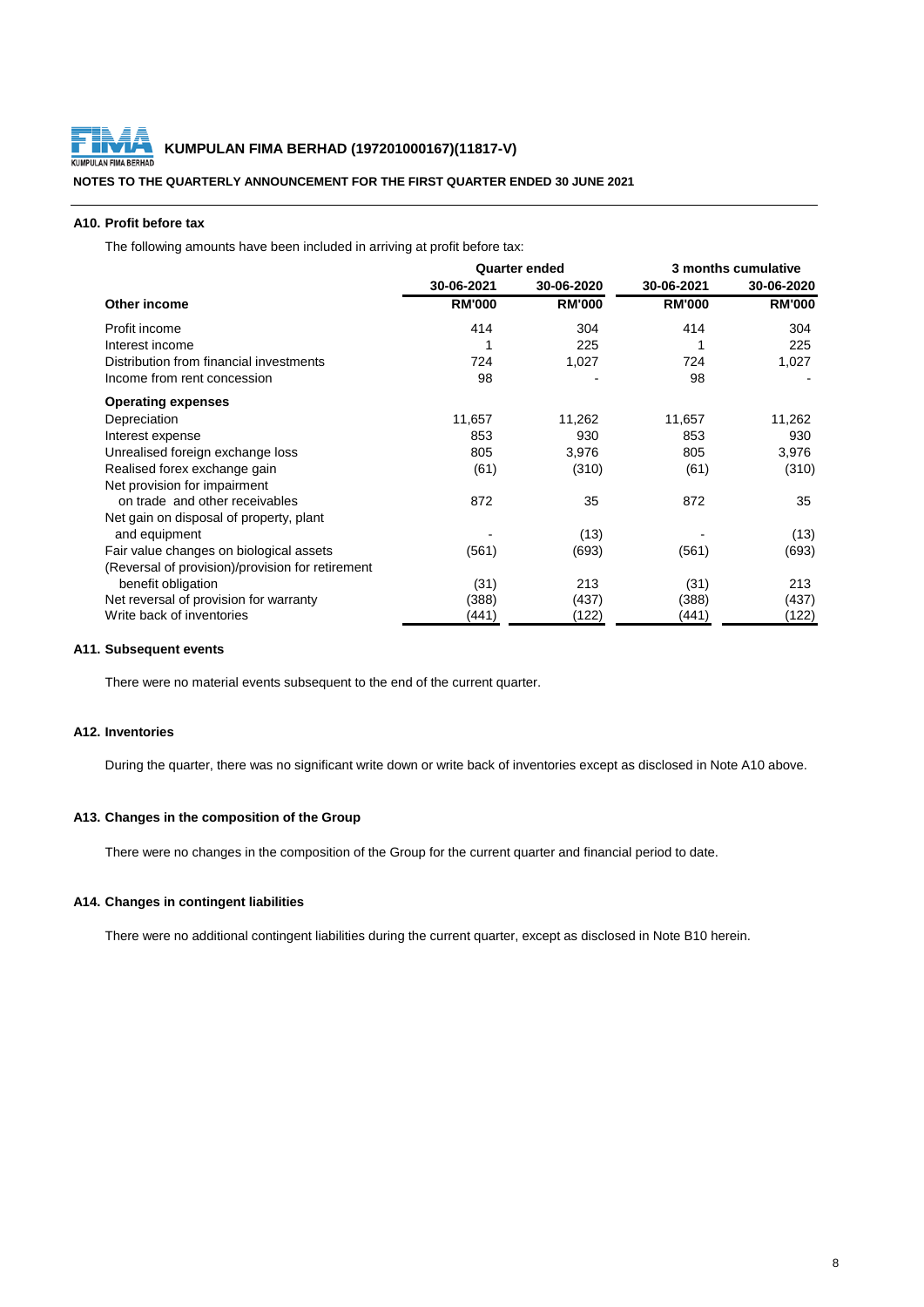### A10. Profit before tax

The following amounts have been included in arriving at profit before tax:

| | Quarter ended | | 3 months cumulative | |
|---|---|---|---|---|
| | 30-06-2021 | 30-06-2020 | 30-06-2021 | 30-06-2020 |
| **Other income** | **RM'000** | **RM'000** | **RM'000** | **RM'000** |
| Profit income | 414 | 304 | 414 | 304 |
| Interest income | 1 | 225 | 1 | 225 |
| Distribution from financial investments | 724 | 1,027 | 724 | 1,027 |
| Income from rent concession | 98 | - | 98 | - |
| **Operating expenses** | | | | |
| Depreciation | 11,657 | 11,262 | 11,657 | 11,262 |
| Interest expense | 853 | 930 | 853 | 930 |
| Unrealised foreign exchange loss | 805 | 3,976 | 805 | 3,976 |
| Realised forex exchange gain | (61) | (310) | (61) | (310) |
| Net provision for impairment on trade and other receivables | 872 | 35 | 872 | 35 |
| Net gain on disposal of property, plant and equipment | - | (13) | - | (13) |
| Fair value changes on biological assets | (561) | (693) | (561) | (693) |
| (Reversal of provision)/provision for retirement benefit obligation | (31) | 213 | (31) | 213 |
| Net reversal of provision for warranty | (388) | (437) | (388) | (437) |
| Write back of inventories | (441) | (122) | (441) | (122) |

### A11. Subsequent events

There were no material events subsequent to the end of the current quarter.

### A12. Inventories

During the quarter, there was no significant write down or write back of inventories except as disclosed in Note A10 above.

### A13. Changes in the composition of the Group

There were no changes in the composition of the Group for the current quarter and financial period to date.

### A14. Changes in contingent liabilities

There were no additional contingent liabilities during the current quarter, except as disclosed in Note B10 herein.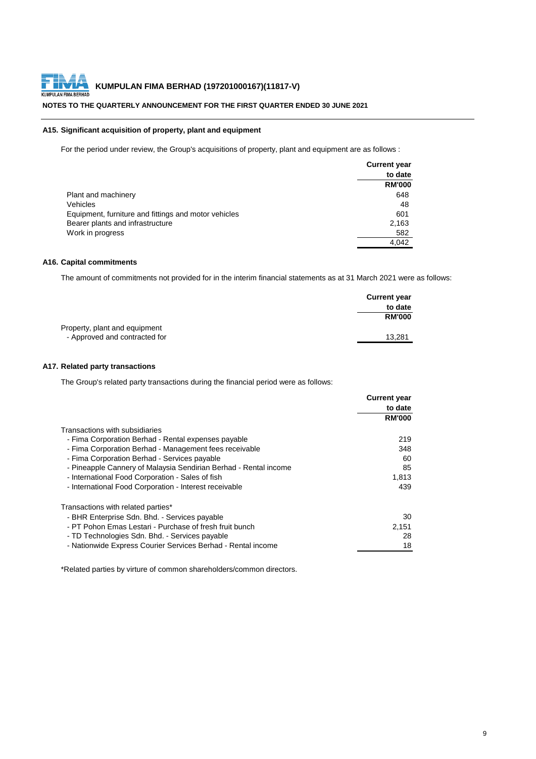## A15. Significant acquisition of property, plant and equipment

For the period under review, the Group's acquisitions of property, plant and equipment are as follows :

| | Current year to date |
|---|---|
| | RM'000 |
| Plant and machinery | 648 |
| Vehicles | 48 |
| Equipment, furniture and fittings and motor vehicles | 601 |
| Bearer plants and infrastructure | 2,163 |
| Work in progress | 582 |
| | 4,042 |

## A16. Capital commitments

The amount of commitments not provided for in the interim financial statements as at 31 March 2021 were as follows:

| | Current year to date |
|---|---|
| | RM'000 |
| Property, plant and equipment | |
| - Approved and contracted for | 13,281 |

## A17. Related party transactions

The Group's related party transactions during the financial period were as follows:

| | Current year to date |
|---|---|
| | RM'000 |
| Transactions with subsidiaries | |
| - Fima Corporation Berhad - Rental expenses payable | 219 |
| - Fima Corporation Berhad - Management fees receivable | 348 |
| - Fima Corporation Berhad - Services payable | 60 |
| - Pineapple Cannery of Malaysia Sendirian Berhad - Rental income | 85 |
| - International Food Corporation - Sales of fish | 1,813 |
| - International Food Corporation - Interest receivable | 439 |
| | |
| Transactions with related parties* | |
| - BHR Enterprise Sdn. Bhd. - Services payable | 30 |
| - PT Pohon Emas Lestari - Purchase of fresh fruit bunch | 2,151 |
| - TD Technologies Sdn. Bhd. - Services payable | 28 |
| - Nationwide Express Courier Services Berhad - Rental income | 18 |

*Related parties by virture of common shareholders/common directors.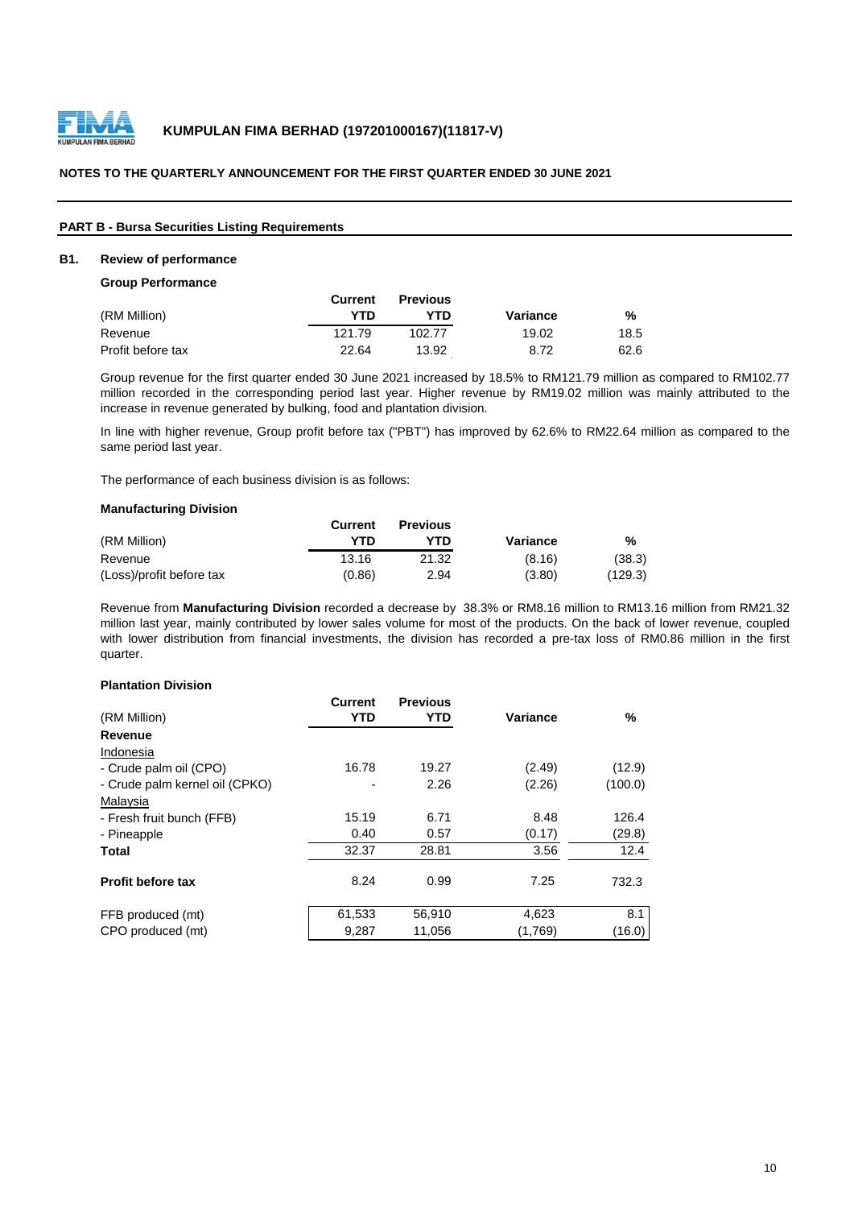**KUMPULAN FIMA BERHAD (197201000167)(11817-V)**

**NOTES TO THE QUARTERLY ANNOUNCEMENT FOR THE FIRST QUARTER ENDED 30 JUNE 2021**

**PART B - Bursa Securities Listing Requirements**

**B1. Review of performance**

**Group Performance**

| (RM Million) | Current YTD | Previous YTD | Variance | % |
|---|---|---|---|---|
| Revenue | 121.79 | 102.77 | 19.02 | 18.5 |
| Profit before tax | 22.64 | 13.92 | 8.72 | 62.6 |

Group revenue for the first quarter ended 30 June 2021 increased by 18.5% to RM121.79 million as compared to RM102.77 million recorded in the corresponding period last year. Higher revenue by RM19.02 million was mainly attributed to the increase in revenue generated by bulking, food and plantation division.

In line with higher revenue, Group profit before tax ("PBT") has improved by 62.6% to RM22.64 million as compared to the same period last year.

The performance of each business division is as follows:

**Manufacturing Division**

| (RM Million) | Current YTD | Previous YTD | Variance | % |
|---|---|---|---|---|
| Revenue | 13.16 | 21.32 | (8.16) | (38.3) |
| (Loss)/profit before tax | (0.86) | 2.94 | (3.80) | (129.3) |

Revenue from **Manufacturing Division** recorded a decrease by 38.3% or RM8.16 million to RM13.16 million from RM21.32 million last year, mainly contributed by lower sales volume for most of the products. On the back of lower revenue, coupled with lower distribution from financial investments, the division has recorded a pre-tax loss of RM0.86 million in the first quarter.

**Plantation Division**

| (RM Million) | Current YTD | Previous YTD | Variance | % |
|---|---|---|---|---|
| **Revenue** | | | | |
| Indonesia | | | | |
| - Crude palm oil (CPO) | 16.78 | 19.27 | (2.49) | (12.9) |
| - Crude palm kernel oil (CPKO) | - | 2.26 | (2.26) | (100.0) |
| Malaysia | | | | |
| - Fresh fruit bunch (FFB) | 15.19 | 6.71 | 8.48 | 126.4 |
| - Pineapple | 0.40 | 0.57 | (0.17) | (29.8) |
| **Total** | 32.37 | 28.81 | 3.56 | 12.4 |
| **Profit before tax** | 8.24 | 0.99 | 7.25 | 732.3 |
| FFB produced (mt) | 61,533 | 56,910 | 4,623 | 8.1 |
| CPO produced (mt) | 9,287 | 11,056 | (1,769) | (16.0) |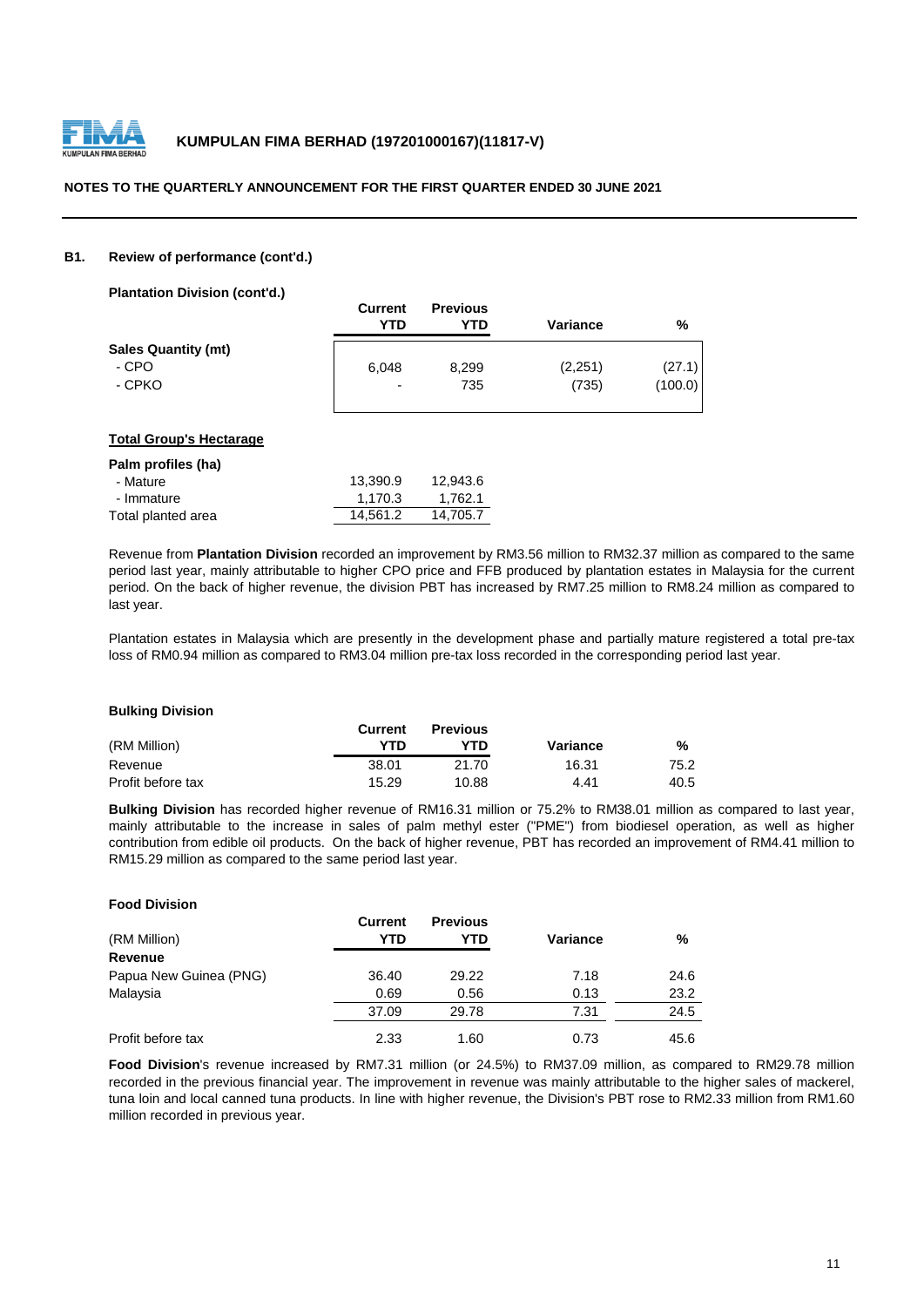### B1. Review of performance (cont'd.)

**Plantation Division (cont'd.)**

| | Current YTD | Previous YTD | Variance | % |
|---|---|---|---|---|
| **Sales Quantity (mt)** | | | | |
| - CPO | 6,048 | 8,299 | (2,251) | (27.1) |
| - CPKO | - | 735 | (735) | (100.0) |

**Total Group's Hectarage**

| | | |
|---|---|---|
| **Palm profiles (ha)** | | |
| - Mature | 13,390.9 | 12,943.6 |
| - Immature | 1,170.3 | 1,762.1 |
| Total planted area | 14,561.2 | 14,705.7 |

Revenue from **Plantation Division** recorded an improvement by RM3.56 million to RM32.37 million as compared to the same period last year, mainly attributable to higher CPO price and FFB produced by plantation estates in Malaysia for the current period. On the back of higher revenue, the division PBT has increased by RM7.25 million to RM8.24 million as compared to last year.

Plantation estates in Malaysia which are presently in the development phase and partially mature registered a total pre-tax loss of RM0.94 million as compared to RM3.04 million pre-tax loss recorded in the corresponding period last year.

**Bulking Division**

| (RM Million) | Current YTD | Previous YTD | Variance | % |
|---|---|---|---|---|
| Revenue | 38.01 | 21.70 | 16.31 | 75.2 |
| Profit before tax | 15.29 | 10.88 | 4.41 | 40.5 |

**Bulking Division** has recorded higher revenue of RM16.31 million or 75.2% to RM38.01 million as compared to last year, mainly attributable to the increase in sales of palm methyl ester ("PME") from biodiesel operation, as well as higher contribution from edible oil products. On the back of higher revenue, PBT has recorded an improvement of RM4.41 million to RM15.29 million as compared to the same period last year.

**Food Division**

| (RM Million) | Current YTD | Previous YTD | Variance | % |
|---|---|---|---|---|
| **Revenue** | | | | |
| Papua New Guinea (PNG) | 36.40 | 29.22 | 7.18 | 24.6 |
| Malaysia | 0.69 | 0.56 | 0.13 | 23.2 |
| | 37.09 | 29.78 | 7.31 | 24.5 |
| Profit before tax | 2.33 | 1.60 | 0.73 | 45.6 |

**Food Division**'s revenue increased by RM7.31 million (or 24.5%) to RM37.09 million, as compared to RM29.78 million recorded in the previous financial year. The improvement in revenue was mainly attributable to the higher sales of mackerel, tuna loin and local canned tuna products. In line with higher revenue, the Division's PBT rose to RM2.33 million from RM1.60 million recorded in previous year.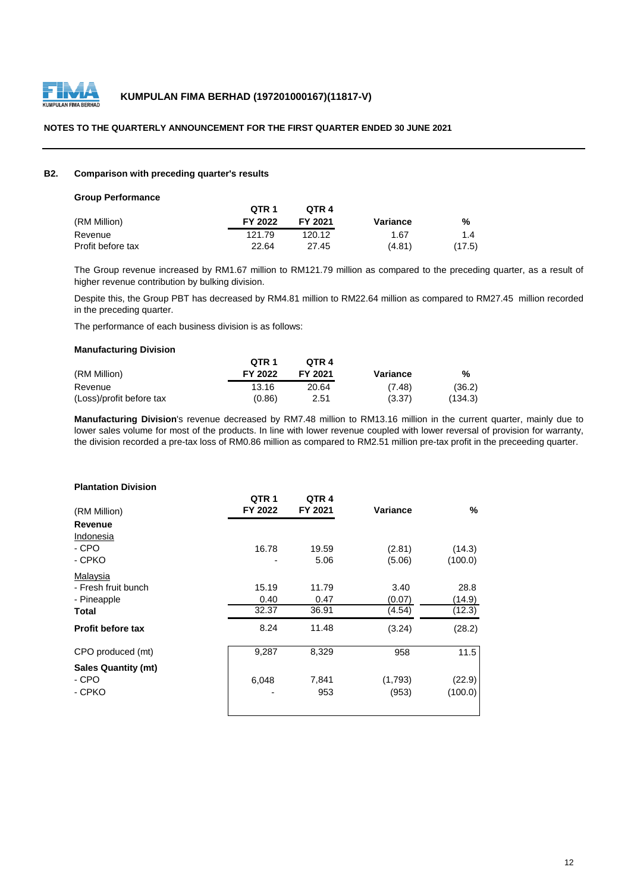### B2. Comparison with preceding quarter's results

**Group Performance**

| (RM Million) | QTR 1 FY 2022 | QTR 4 FY 2021 | Variance | % |
|---|---|---|---|---|
| Revenue | 121.79 | 120.12 | 1.67 | 1.4 |
| Profit before tax | 22.64 | 27.45 | (4.81) | (17.5) |

The Group revenue increased by RM1.67 million to RM121.79 million as compared to the preceding quarter, as a result of higher revenue contribution by bulking division.

Despite this, the Group PBT has decreased by RM4.81 million to RM22.64 million as compared to RM27.45 million recorded in the preceding quarter.

The performance of each business division is as follows:

**Manufacturing Division**

| (RM Million) | QTR 1 FY 2022 | QTR 4 FY 2021 | Variance | % |
|---|---|---|---|---|
| Revenue | 13.16 | 20.64 | (7.48) | (36.2) |
| (Loss)/profit before tax | (0.86) | 2.51 | (3.37) | (134.3) |

**Manufacturing Division**'s revenue decreased by RM7.48 million to RM13.16 million in the current quarter, mainly due to lower sales volume for most of the products. In line with lower revenue coupled with lower reversal of provision for warranty, the division recorded a pre-tax loss of RM0.86 million as compared to RM2.51 million pre-tax profit in the preceeding quarter.

**Plantation Division**

| (RM Million) | QTR 1 FY 2022 | QTR 4 FY 2021 | Variance | % |
|---|---|---|---|---|
| **Revenue** | | | | |
| Indonesia | | | | |
| - CPO | 16.78 | 19.59 | (2.81) | (14.3) |
| - CPKO | - | 5.06 | (5.06) | (100.0) |
| Malaysia | | | | |
| - Fresh fruit bunch | 15.19 | 11.79 | 3.40 | 28.8 |
| - Pineapple | 0.40 | 0.47 | (0.07) | (14.9) |
| **Total** | 32.37 | 36.91 | (4.54) | (12.3) |
| **Profit before tax** | 8.24 | 11.48 | (3.24) | (28.2) |
| CPO produced (mt) | 9,287 | 8,329 | 958 | 11.5 |
| **Sales Quantity (mt)** | | | | |
| - CPO | 6,048 | 7,841 | (1,793) | (22.9) |
| - CPKO | - | 953 | (953) | (100.0) |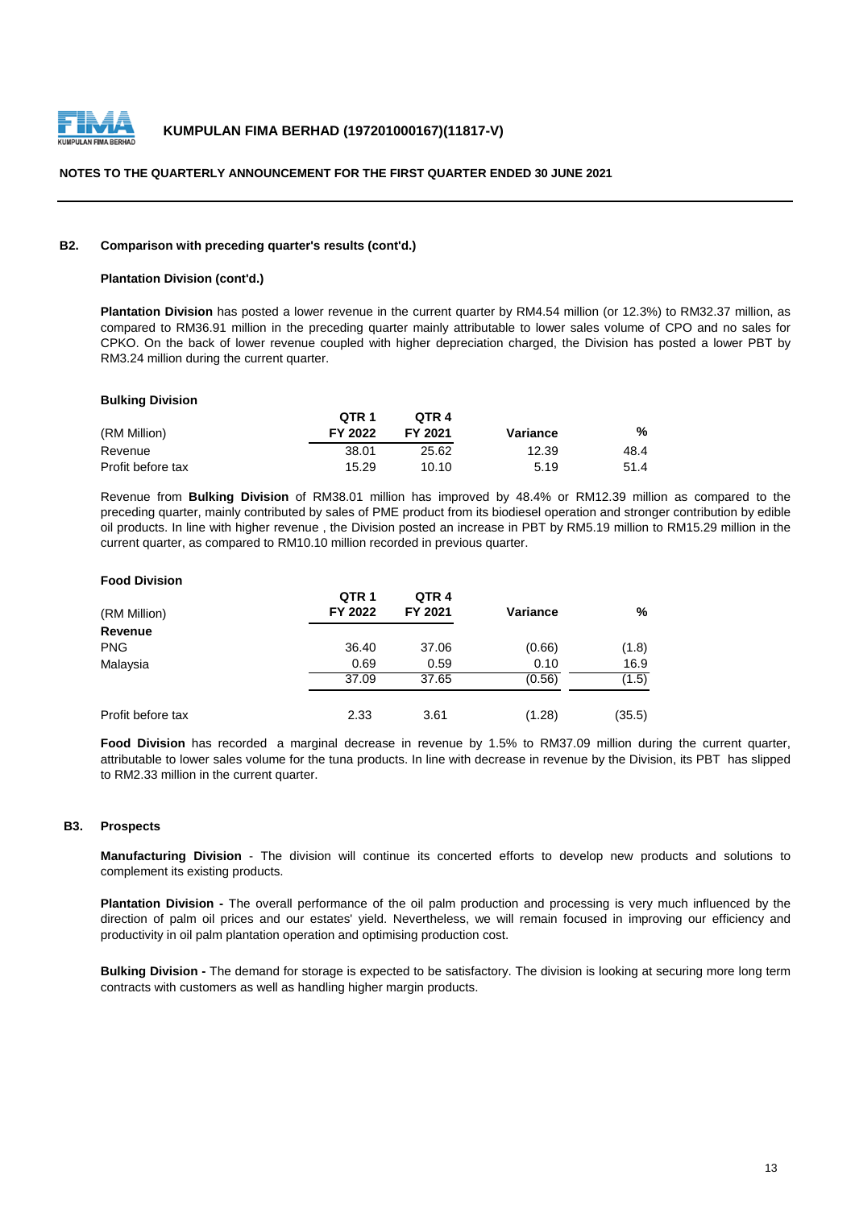## B2. Comparison with preceding quarter's results (cont'd.)

### Plantation Division (cont'd.)

**Plantation Division** has posted a lower revenue in the current quarter by RM4.54 million (or 12.3%) to RM32.37 million, as compared to RM36.91 million in the preceding quarter mainly attributable to lower sales volume of CPO and no sales for CPKO. On the back of lower revenue coupled with higher depreciation charged, the Division has posted a lower PBT by RM3.24 million during the current quarter.

### Bulking Division

| (RM Million) | QTR 1 FY 2022 | QTR 4 FY 2021 | Variance | % |
|---|---|---|---|---|
| Revenue | 38.01 | 25.62 | 12.39 | 48.4 |
| Profit before tax | 15.29 | 10.10 | 5.19 | 51.4 |

Revenue from **Bulking Division** of RM38.01 million has improved by 48.4% or RM12.39 million as compared to the preceding quarter, mainly contributed by sales of PME product from its biodiesel operation and stronger contribution by edible oil products. In line with higher revenue , the Division posted an increase in PBT by RM5.19 million to RM15.29 million in the current quarter, as compared to RM10.10 million recorded in previous quarter.

### Food Division

| (RM Million) | QTR 1 FY 2022 | QTR 4 FY 2021 | Variance | % |
|---|---|---|---|---|
| **Revenue** | | | | |
| PNG | 36.40 | 37.06 | (0.66) | (1.8) |
| Malaysia | 0.69 | 0.59 | 0.10 | 16.9 |
| | 37.09 | 37.65 | (0.56) | (1.5) |
| Profit before tax | 2.33 | 3.61 | (1.28) | (35.5) |

**Food Division** has recorded a marginal decrease in revenue by 1.5% to RM37.09 million during the current quarter, attributable to lower sales volume for the tuna products. In line with decrease in revenue by the Division, its PBT has slipped to RM2.33 million in the current quarter.

## B3. Prospects

**Manufacturing Division** - The division will continue its concerted efforts to develop new products and solutions to complement its existing products.

**Plantation Division -** The overall performance of the oil palm production and processing is very much influenced by the direction of palm oil prices and our estates' yield. Nevertheless, we will remain focused in improving our efficiency and productivity in oil palm plantation operation and optimising production cost.

**Bulking Division -** The demand for storage is expected to be satisfactory. The division is looking at securing more long term contracts with customers as well as handling higher margin products.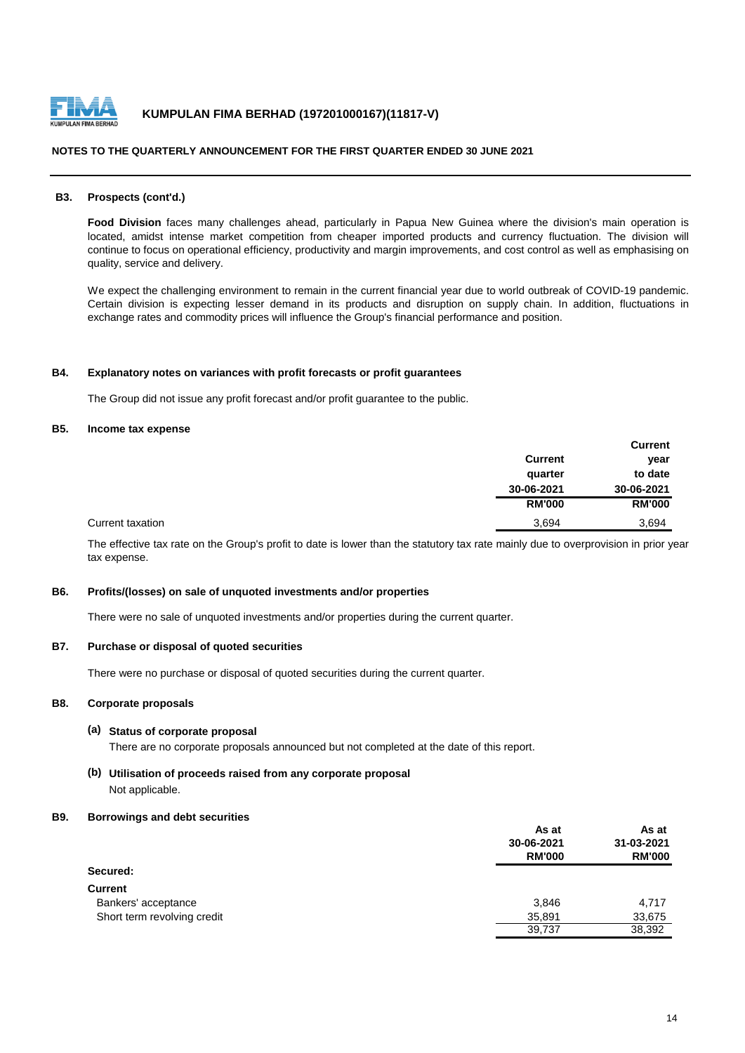#### B3. Prospects (cont'd.)

**Food Division** faces many challenges ahead, particularly in Papua New Guinea where the division's main operation is located, amidst intense market competition from cheaper imported products and currency fluctuation. The division will continue to focus on operational efficiency, productivity and margin improvements, and cost control as well as emphasising on quality, service and delivery.

We expect the challenging environment to remain in the current financial year due to world outbreak of COVID-19 pandemic. Certain division is expecting lesser demand in its products and disruption on supply chain. In addition, fluctuations in exchange rates and commodity prices will influence the Group's financial performance and position.

#### B4. Explanatory notes on variances with profit forecasts or profit guarantees

The Group did not issue any profit forecast and/or profit guarantee to the public.

#### B5. Income tax expense

| | Current quarter 30-06-2021 RM'000 | Current year to date 30-06-2021 RM'000 |
|---|---|---|
| Current taxation | 3,694 | 3,694 |

The effective tax rate on the Group's profit to date is lower than the statutory tax rate mainly due to overprovision in prior year tax expense.

#### B6. Profits/(losses) on sale of unquoted investments and/or properties

There were no sale of unquoted investments and/or properties during the current quarter.

#### B7. Purchase or disposal of quoted securities

There were no purchase or disposal of quoted securities during the current quarter.

#### B8. Corporate proposals

**(a) Status of corporate proposal**

There are no corporate proposals announced but not completed at the date of this report.

**(b) Utilisation of proceeds raised from any corporate proposal**

Not applicable.

#### B9. Borrowings and debt securities

| | As at 30-06-2021 RM'000 | As at 31-03-2021 RM'000 |
|---|---|---|
| **Secured:** | | |
| **Current** | | |
| Bankers' acceptance | 3,846 | 4,717 |
| Short term revolving credit | 35,891 | 33,675 |
| | 39,737 | 38,392 |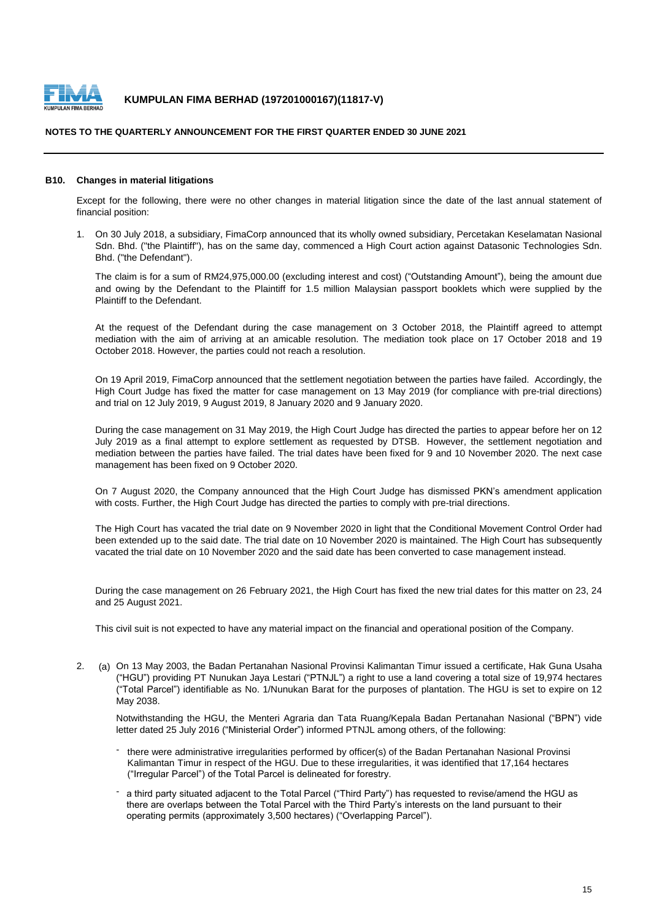**B10. Changes in material litigations**

Except for the following, there were no other changes in material litigation since the date of the last annual statement of financial position:

1. On 30 July 2018, a subsidiary, FimaCorp announced that its wholly owned subsidiary, Percetakan Keselamatan Nasional Sdn. Bhd. ("the Plaintiff"), has on the same day, commenced a High Court action against Datasonic Technologies Sdn. Bhd. ("the Defendant").

   The claim is for a sum of RM24,975,000.00 (excluding interest and cost) ("Outstanding Amount"), being the amount due and owing by the Defendant to the Plaintiff for 1.5 million Malaysian passport booklets which were supplied by the Plaintiff to the Defendant.

   At the request of the Defendant during the case management on 3 October 2018, the Plaintiff agreed to attempt mediation with the aim of arriving at an amicable resolution. The mediation took place on 17 October 2018 and 19 October 2018. However, the parties could not reach a resolution.

   On 19 April 2019, FimaCorp announced that the settlement negotiation between the parties have failed. Accordingly, the High Court Judge has fixed the matter for case management on 13 May 2019 (for compliance with pre-trial directions) and trial on 12 July 2019, 9 August 2019, 8 January 2020 and 9 January 2020.

   During the case management on 31 May 2019, the High Court Judge has directed the parties to appear before her on 12 July 2019 as a final attempt to explore settlement as requested by DTSB. However, the settlement negotiation and mediation between the parties have failed. The trial dates have been fixed for 9 and 10 November 2020. The next case management has been fixed on 9 October 2020.

   On 7 August 2020, the Company announced that the High Court Judge has dismissed PKN's amendment application with costs. Further, the High Court Judge has directed the parties to comply with pre-trial directions.

   The High Court has vacated the trial date on 9 November 2020 in light that the Conditional Movement Control Order had been extended up to the said date. The trial date on 10 November 2020 is maintained. The High Court has subsequently vacated the trial date on 10 November 2020 and the said date has been converted to case management instead.

   During the case management on 26 February 2021, the High Court has fixed the new trial dates for this matter on 23, 24 and 25 August 2021.

   This civil suit is not expected to have any material impact on the financial and operational position of the Company.

2. (a) On 13 May 2003, the Badan Pertanahan Nasional Provinsi Kalimantan Timur issued a certificate, Hak Guna Usaha ("HGU") providing PT Nunukan Jaya Lestari ("PTNJL") a right to use a land covering a total size of 19,974 hectares ("Total Parcel") identifiable as No. 1/Nunukan Barat for the purposes of plantation. The HGU is set to expire on 12 May 2038.

   Notwithstanding the HGU, the Menteri Agraria dan Tata Ruang/Kepala Badan Pertanahan Nasional ("BPN") vide letter dated 25 July 2016 ("Ministerial Order") informed PTNJL among others, of the following:

   - there were administrative irregularities performed by officer(s) of the Badan Pertanahan Nasional Provinsi Kalimantan Timur in respect of the HGU. Due to these irregularities, it was identified that 17,164 hectares ("Irregular Parcel") of the Total Parcel is delineated for forestry.
   - a third party situated adjacent to the Total Parcel ("Third Party") has requested to revise/amend the HGU as there are overlaps between the Total Parcel with the Third Party's interests on the land pursuant to their operating permits (approximately 3,500 hectares) ("Overlapping Parcel").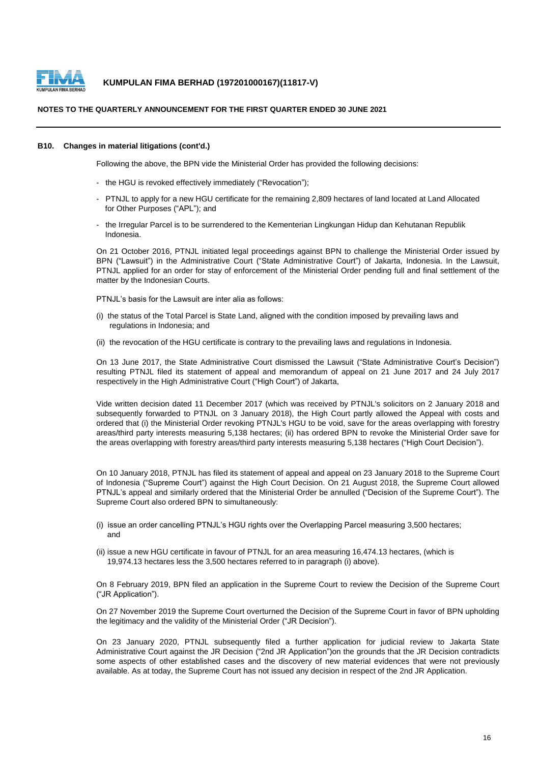#### B10. Changes in material litigations (cont'd.)

Following the above, the BPN vide the Ministerial Order has provided the following decisions:

- the HGU is revoked effectively immediately ("Revocation");
- PTNJL to apply for a new HGU certificate for the remaining 2,809 hectares of land located at Land Allocated for Other Purposes ("APL"); and
- the Irregular Parcel is to be surrendered to the Kementerian Lingkungan Hidup dan Kehutanan Republik Indonesia.

On 21 October 2016, PTNJL initiated legal proceedings against BPN to challenge the Ministerial Order issued by BPN ("Lawsuit") in the Administrative Court ("State Administrative Court") of Jakarta, Indonesia. In the Lawsuit, PTNJL applied for an order for stay of enforcement of the Ministerial Order pending full and final settlement of the matter by the Indonesian Courts.

PTNJL's basis for the Lawsuit are inter alia as follows:

(i) the status of the Total Parcel is State Land, aligned with the condition imposed by prevailing laws and regulations in Indonesia; and

(ii) the revocation of the HGU certificate is contrary to the prevailing laws and regulations in Indonesia.

On 13 June 2017, the State Administrative Court dismissed the Lawsuit ("State Administrative Court's Decision") resulting PTNJL filed its statement of appeal and memorandum of appeal on 21 June 2017 and 24 July 2017 respectively in the High Administrative Court ("High Court") of Jakarta,

Vide written decision dated 11 December 2017 (which was received by PTNJL's solicitors on 2 January 2018 and subsequently forwarded to PTNJL on 3 January 2018), the High Court partly allowed the Appeal with costs and ordered that (i) the Ministerial Order revoking PTNJL's HGU to be void, save for the areas overlapping with forestry areas/third party interests measuring 5,138 hectares; (ii) has ordered BPN to revoke the Ministerial Order save for the areas overlapping with forestry areas/third party interests measuring 5,138 hectares ("High Court Decision").

On 10 January 2018, PTNJL has filed its statement of appeal and appeal on 23 January 2018 to the Supreme Court of Indonesia ("Supreme Court") against the High Court Decision. On 21 August 2018, the Supreme Court allowed PTNJL's appeal and similarly ordered that the Ministerial Order be annulled ("Decision of the Supreme Court"). The Supreme Court also ordered BPN to simultaneously:

(i) issue an order cancelling PTNJL's HGU rights over the Overlapping Parcel measuring 3,500 hectares; and

(ii) issue a new HGU certificate in favour of PTNJL for an area measuring 16,474.13 hectares, (which is 19,974.13 hectares less the 3,500 hectares referred to in paragraph (i) above).

On 8 February 2019, BPN filed an application in the Supreme Court to review the Decision of the Supreme Court ("JR Application").

On 27 November 2019 the Supreme Court overturned the Decision of the Supreme Court in favor of BPN upholding the legitimacy and the validity of the Ministerial Order ("JR Decision").

On 23 January 2020, PTNJL subsequently filed a further application for judicial review to Jakarta State Administrative Court against the JR Decision ("2nd JR Application")on the grounds that the JR Decision contradicts some aspects of other established cases and the discovery of new material evidences that were not previously available. As at today, the Supreme Court has not issued any decision in respect of the 2nd JR Application.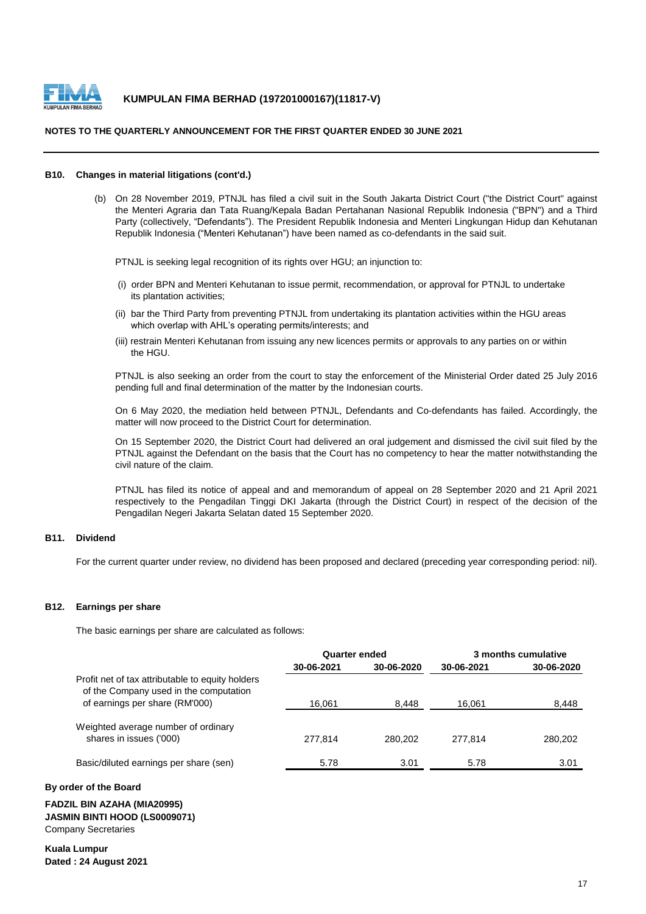#### B10. Changes in material litigations (cont'd.)

(b) On 28 November 2019, PTNJL has filed a civil suit in the South Jakarta District Court ("the District Court" against the Menteri Agraria dan Tata Ruang/Kepala Badan Pertahanan Nasional Republik Indonesia ("BPN") and a Third Party (collectively, "Defendants"). The President Republik Indonesia and Menteri Lingkungan Hidup dan Kehutanan Republik Indonesia ("Menteri Kehutanan") have been named as co-defendants in the said suit.

PTNJL is seeking legal recognition of its rights over HGU; an injunction to:

(i) order BPN and Menteri Kehutanan to issue permit, recommendation, or approval for PTNJL to undertake its plantation activities;

(ii) bar the Third Party from preventing PTNJL from undertaking its plantation activities within the HGU areas which overlap with AHL's operating permits/interests; and

(iii) restrain Menteri Kehutanan from issuing any new licences permits or approvals to any parties on or within the HGU.

PTNJL is also seeking an order from the court to stay the enforcement of the Ministerial Order dated 25 July 2016 pending full and final determination of the matter by the Indonesian courts.

On 6 May 2020, the mediation held between PTNJL, Defendants and Co-defendants has failed. Accordingly, the matter will now proceed to the District Court for determination.

On 15 September 2020, the District Court had delivered an oral judgement and dismissed the civil suit filed by the PTNJL against the Defendant on the basis that the Court has no competency to hear the matter notwithstanding the civil nature of the claim.

PTNJL has filed its notice of appeal and and memorandum of appeal on 28 September 2020 and 21 April 2021 respectively to the Pengadilan Tinggi DKI Jakarta (through the District Court) in respect of the decision of the Pengadilan Negeri Jakarta Selatan dated 15 September 2020.

#### B11. Dividend

For the current quarter under review, no dividend has been proposed and declared (preceding year corresponding period: nil).

#### B12. Earnings per share

The basic earnings per share are calculated as follows:

| | Quarter ended | | 3 months cumulative | |
|---|---|---|---|---|
| | 30-06-2021 | 30-06-2020 | 30-06-2021 | 30-06-2020 |
| Profit net of tax attributable to equity holders of the Company used in the computation of earnings per share (RM'000) | 16,061 | 8,448 | 16,061 | 8,448 |
| Weighted average number of ordinary shares in issues ('000) | 277,814 | 280,202 | 277,814 | 280,202 |
| Basic/diluted earnings per share (sen) | 5.78 | 3.01 | 5.78 | 3.01 |

**By order of the Board**

**FADZIL BIN AZAHA (MIA20995)**
**JASMIN BINTI HOOD (LS0009071)**
Company Secretaries

**Kuala Lumpur**
**Dated : 24 August 2021**